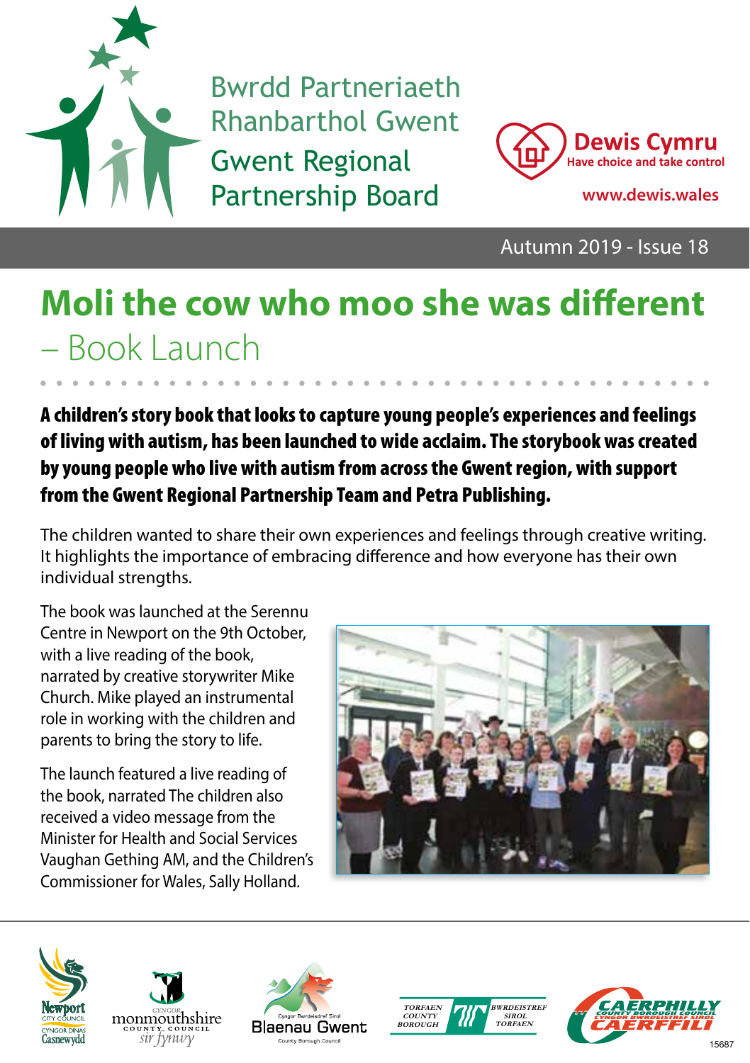Bwrdd Partneriaeth Rhanbarthol Gwent

Gwent Regional Partnership Board

**Dewis Cymru**
Have choice and take control
www.dewis.wales

Autumn 2019 - Issue 18

# Moli the cow who moo she was different – Book Launch

**A children's story book that looks to capture young people's experiences and feelings of living with autism, has been launched to wide acclaim. The storybook was created by young people who live with autism from across the Gwent region, with support from the Gwent Regional Partnership Team and Petra Publishing.**

The children wanted to share their own experiences and feelings through creative writing. It highlights the importance of embracing difference and how everyone has their own individual strengths.

The book was launched at the Serennu Centre in Newport on the 9th October, with a live reading of the book, narrated by creative storywriter Mike Church. Mike played an instrumental role in working with the children and parents to bring the story to life.

The launch featured a live reading of the book, narrated The children also received a video message from the Minister for Health and Social Services Vaughan Gething AM, and the Children's Commissioner for Wales, Sally Holland.

15687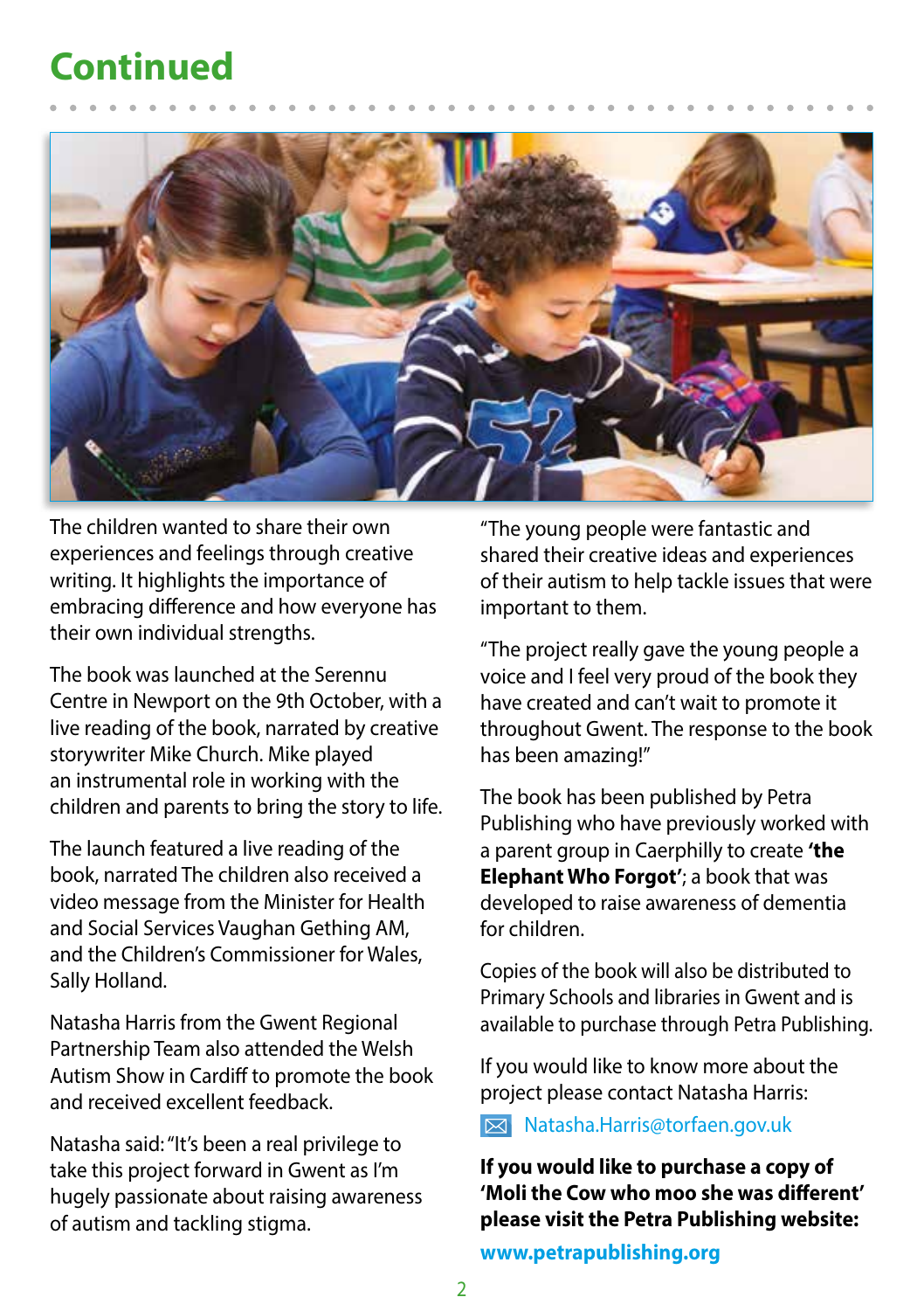# Continued

The children wanted to share their own experiences and feelings through creative writing. It highlights the importance of embracing difference and how everyone has their own individual strengths.

The book was launched at the Serennu Centre in Newport on the 9th October, with a live reading of the book, narrated by creative storywriter Mike Church. Mike played an instrumental role in working with the children and parents to bring the story to life.

The launch featured a live reading of the book, narrated The children also received a video message from the Minister for Health and Social Services Vaughan Gething AM, and the Children's Commissioner for Wales, Sally Holland.

Natasha Harris from the Gwent Regional Partnership Team also attended the Welsh Autism Show in Cardiff to promote the book and received excellent feedback.

Natasha said: "It's been a real privilege to take this project forward in Gwent as I'm hugely passionate about raising awareness of autism and tackling stigma.

"The young people were fantastic and shared their creative ideas and experiences of their autism to help tackle issues that were important to them.

"The project really gave the young people a voice and I feel very proud of the book they have created and can't wait to promote it throughout Gwent. The response to the book has been amazing!"

The book has been published by Petra Publishing who have previously worked with a parent group in Caerphilly to create **'the Elephant Who Forgot'**; a book that was developed to raise awareness of dementia for children.

Copies of the book will also be distributed to Primary Schools and libraries in Gwent and is available to purchase through Petra Publishing.

If you would like to know more about the project please contact Natasha Harris:

Natasha.Harris@torfaen.gov.uk

**If you would like to purchase a copy of 'Moli the Cow who moo she was different' please visit the Petra Publishing website:**

**www.petrapublishing.org**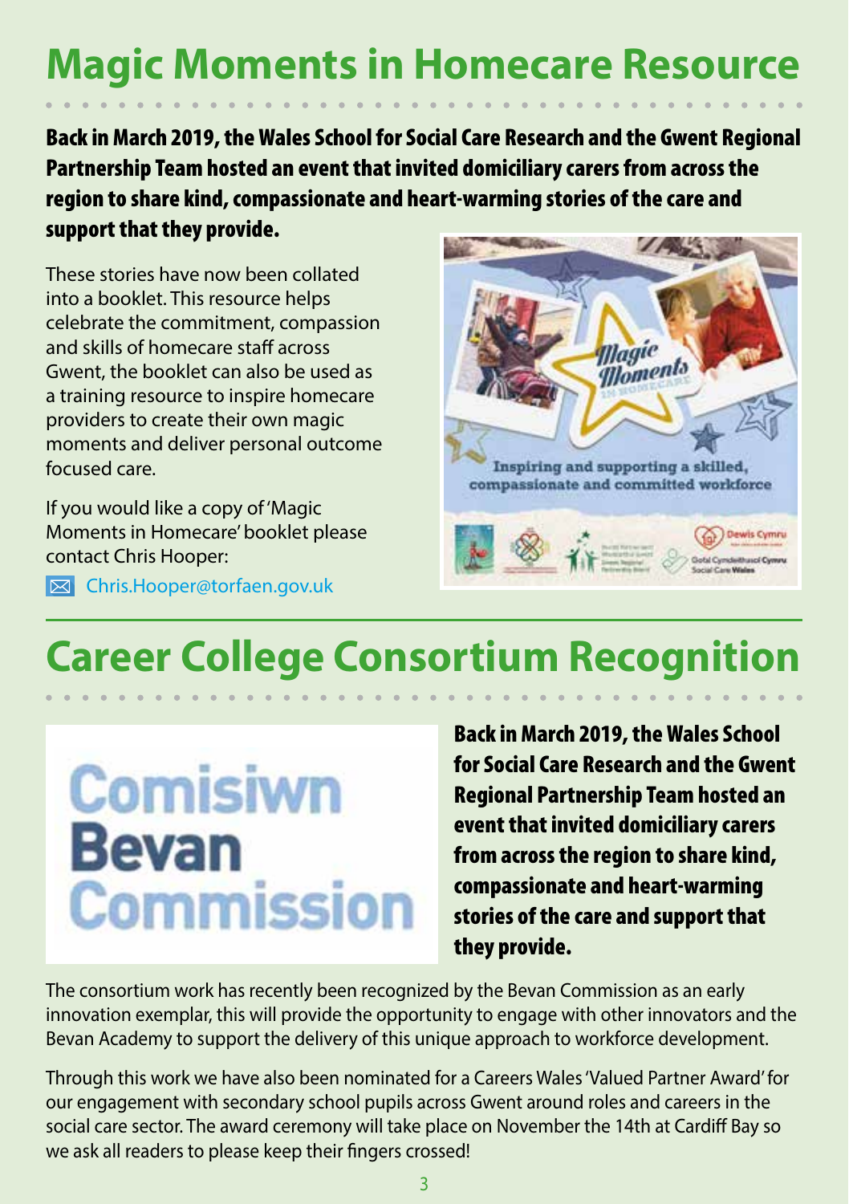# Magic Moments in Homecare Resource

**Back in March 2019, the Wales School for Social Care Research and the Gwent Regional Partnership Team hosted an event that invited domiciliary carers from across the region to share kind, compassionate and heart-warming stories of the care and support that they provide.**

These stories have now been collated into a booklet. This resource helps celebrate the commitment, compassion and skills of homecare staff across Gwent, the booklet can also be used as a training resource to inspire homecare providers to create their own magic moments and deliver personal outcome focused care.

If you would like a copy of 'Magic Moments in Homecare' booklet please contact Chris Hooper:

Chris.Hooper@torfaen.gov.uk

# Career College Consortium Recognition

**Back in March 2019, the Wales School for Social Care Research and the Gwent Regional Partnership Team hosted an event that invited domiciliary carers from across the region to share kind, compassionate and heart-warming stories of the care and support that they provide.**

The consortium work has recently been recognized by the Bevan Commission as an early innovation exemplar, this will provide the opportunity to engage with other innovators and the Bevan Academy to support the delivery of this unique approach to workforce development.

Through this work we have also been nominated for a Careers Wales 'Valued Partner Award' for our engagement with secondary school pupils across Gwent around roles and careers in the social care sector. The award ceremony will take place on November the 14th at Cardiff Bay so we ask all readers to please keep their fingers crossed!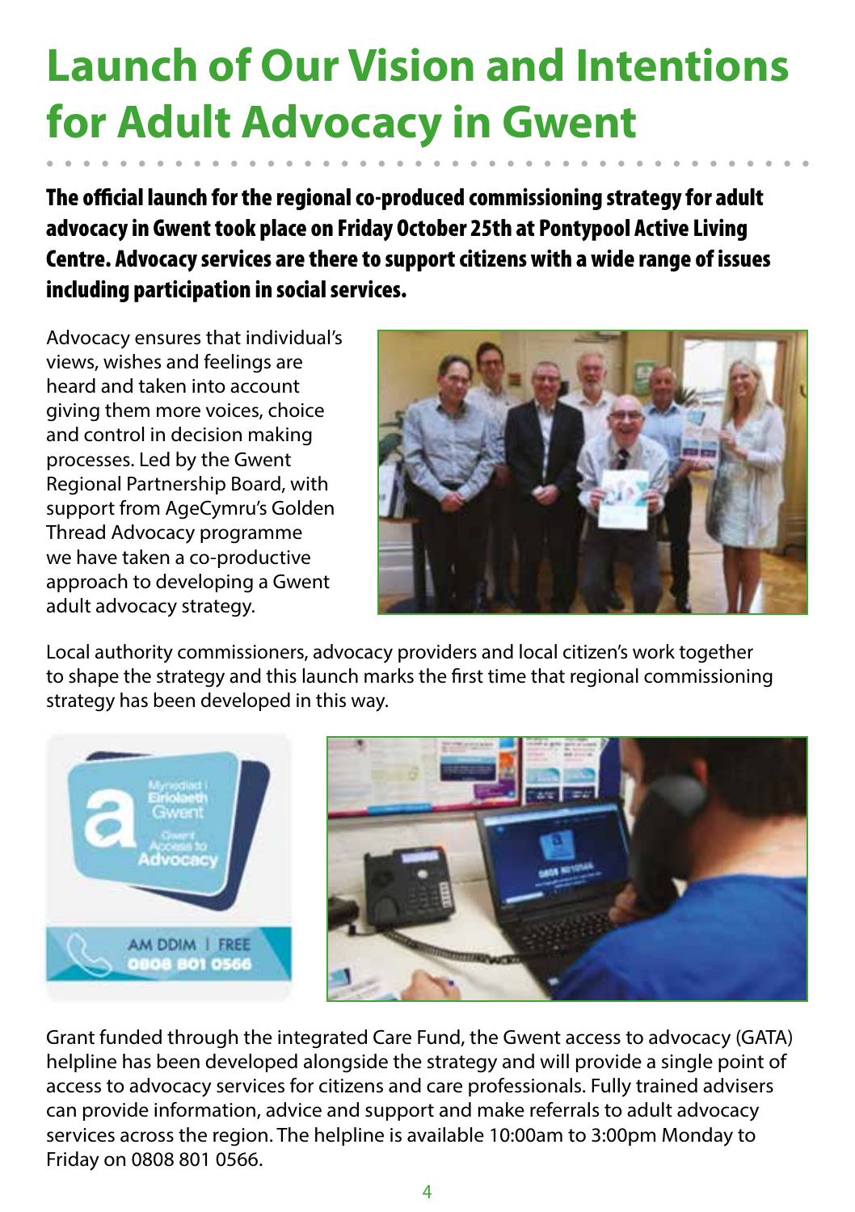# Launch of Our Vision and Intentions for Adult Advocacy in Gwent

**The official launch for the regional co-produced commissioning strategy for adult advocacy in Gwent took place on Friday October 25th at Pontypool Active Living Centre. Advocacy services are there to support citizens with a wide range of issues including participation in social services.**

Advocacy ensures that individual's views, wishes and feelings are heard and taken into account giving them more voices, choice and control in decision making processes. Led by the Gwent Regional Partnership Board, with support from AgeCymru's Golden Thread Advocacy programme we have taken a co-productive approach to developing a Gwent adult advocacy strategy.

Local authority commissioners, advocacy providers and local citizen's work together to shape the strategy and this launch marks the first time that regional commissioning strategy has been developed in this way.

Grant funded through the integrated Care Fund, the Gwent access to advocacy (GATA) helpline has been developed alongside the strategy and will provide a single point of access to advocacy services for citizens and care professionals. Fully trained advisers can provide information, advice and support and make referrals to adult advocacy services across the region. The helpline is available 10:00am to 3:00pm Monday to Friday on 0808 801 0566.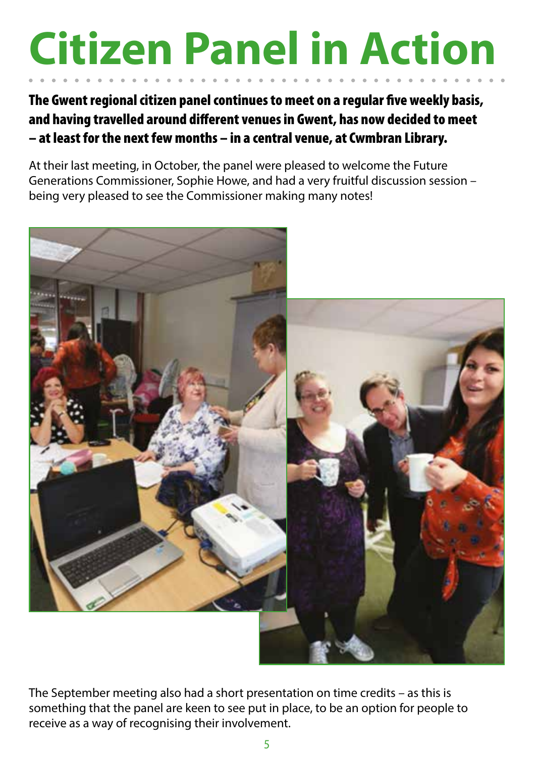# Citizen Panel in Action

**The Gwent regional citizen panel continues to meet on a regular five weekly basis, and having travelled around different venues in Gwent, has now decided to meet – at least for the next few months – in a central venue, at Cwmbran Library.**

At their last meeting, in October, the panel were pleased to welcome the Future Generations Commissioner, Sophie Howe, and had a very fruitful discussion session – being very pleased to see the Commissioner making many notes!

The September meeting also had a short presentation on time credits – as this is something that the panel are keen to see put in place, to be an option for people to receive as a way of recognising their involvement.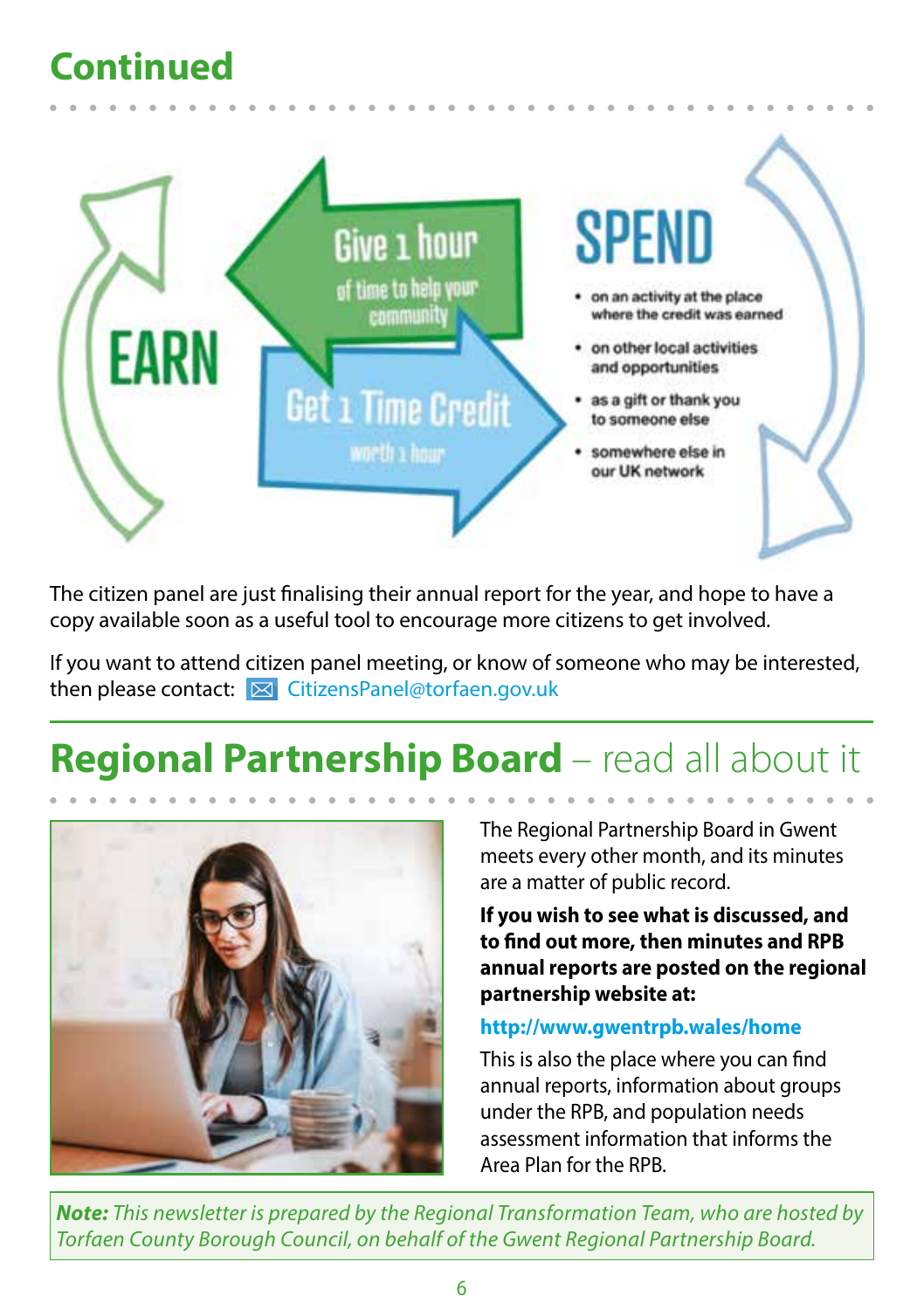## Continued

EARN

Give 1 hour

of time to help your community

Get 1 Time Credit

worth 1 hour

SPEND

- on an activity at the place where the credit was earned
- on other local activities and opportunities
- as a gift or thank you to someone else
- somewhere else in our UK network

The citizen panel are just finalising their annual report for the year, and hope to have a copy available soon as a useful tool to encourage more citizens to get involved.

If you want to attend citizen panel meeting, or know of someone who may be interested, then please contact: CitizensPanel@torfaen.gov.uk

## **Regional Partnership Board** – read all about it

The Regional Partnership Board in Gwent meets every other month, and its minutes are a matter of public record.

**If you wish to see what is discussed, and to find out more, then minutes and RPB annual reports are posted on the regional partnership website at:**

**http://www.gwentrpb.wales/home**

This is also the place where you can find annual reports, information about groups under the RPB, and population needs assessment information that informs the Area Plan for the RPB.

***Note:*** *This newsletter is prepared by the Regional Transformation Team, who are hosted by Torfaen County Borough Council, on behalf of the Gwent Regional Partnership Board.*